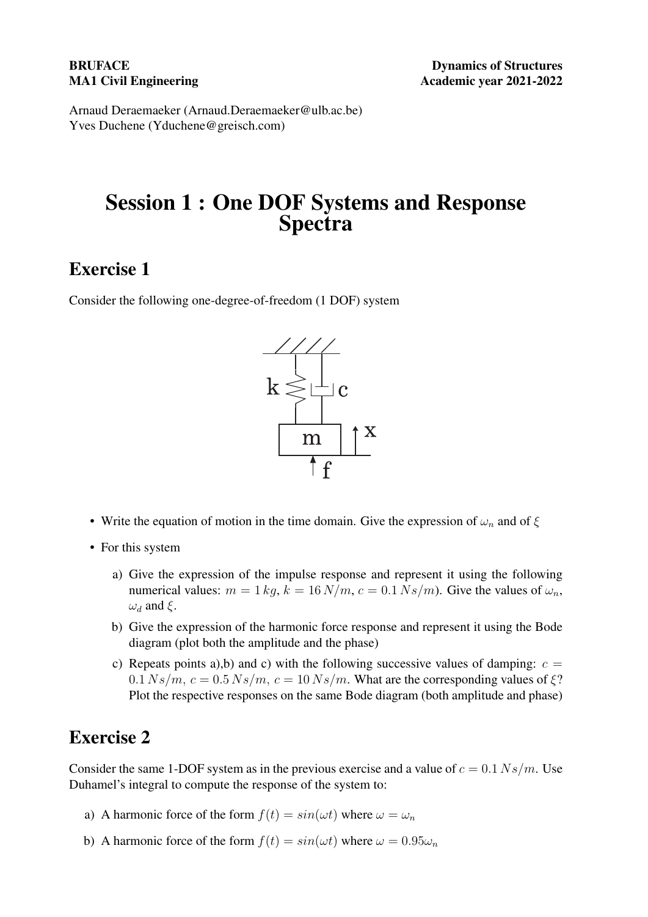**BRUFACE**
**MA1 Civil Engineering**

**Dynamics of Structures**
**Academic year 2021-2022**

Arnaud Deraemaeker (Arnaud.Deraemaeker@ulb.ac.be)
Yves Duchene (Yduchene@greisch.com)

# Session 1 : One DOF Systems and Response Spectra

## Exercise 1

Consider the following one-degree-of-freedom (1 DOF) system

- Write the equation of motion in the time domain. Give the expression of $\omega_n$ and of $\xi$
- For this system
  a) Give the expression of the impulse response and represent it using the following numerical values: $m = 1\,kg$, $k = 16\,N/m$, $c = 0.1\,Ns/m$). Give the values of $\omega_n$, $\omega_d$ and $\xi$.
  b) Give the expression of the harmonic force response and represent it using the Bode diagram (plot both the amplitude and the phase)
  c) Repeats points a),b) and c) with the following successive values of damping: $c = 0.1\,Ns/m$, $c = 0.5\,Ns/m$, $c = 10\,Ns/m$. What are the corresponding values of $\xi$? Plot the respective responses on the same Bode diagram (both amplitude and phase)

## Exercise 2

Consider the same 1-DOF system as in the previous exercise and a value of $c = 0.1\,Ns/m$. Use Duhamel's integral to compute the response of the system to:

a) A harmonic force of the form $f(t) = sin(\omega t)$ where $\omega = \omega_n$
b) A harmonic force of the form $f(t) = sin(\omega t)$ where $\omega = 0.95\omega_n$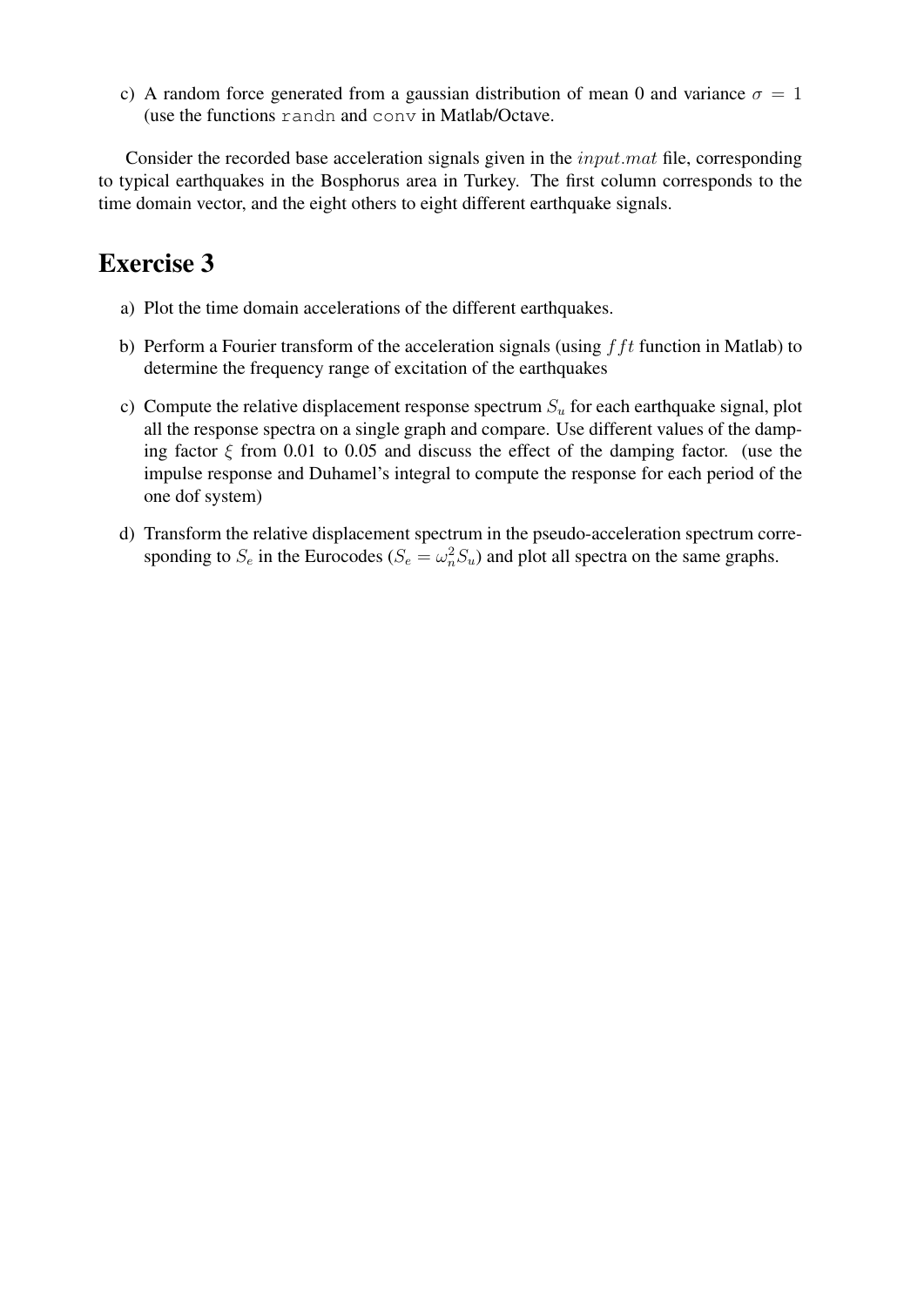c) A random force generated from a gaussian distribution of mean 0 and variance $\sigma = 1$ (use the functions `randn` and `conv` in Matlab/Octave.

Consider the recorded base acceleration signals given in the *input.mat* file, corresponding to typical earthquakes in the Bosphorus area in Turkey. The first column corresponds to the time domain vector, and the eight others to eight different earthquake signals.

## Exercise 3

a) Plot the time domain accelerations of the different earthquakes.

b) Perform a Fourier transform of the acceleration signals (using $fft$ function in Matlab) to determine the frequency range of excitation of the earthquakes

c) Compute the relative displacement response spectrum $S_u$ for each earthquake signal, plot all the response spectra on a single graph and compare. Use different values of the damping factor $\xi$ from 0.01 to 0.05 and discuss the effect of the damping factor. (use the impulse response and Duhamel's integral to compute the response for each period of the one dof system)

d) Transform the relative displacement spectrum in the pseudo-acceleration spectrum corresponding to $S_e$ in the Eurocodes ($S_e = \omega_n^2 S_u$) and plot all spectra on the same graphs.